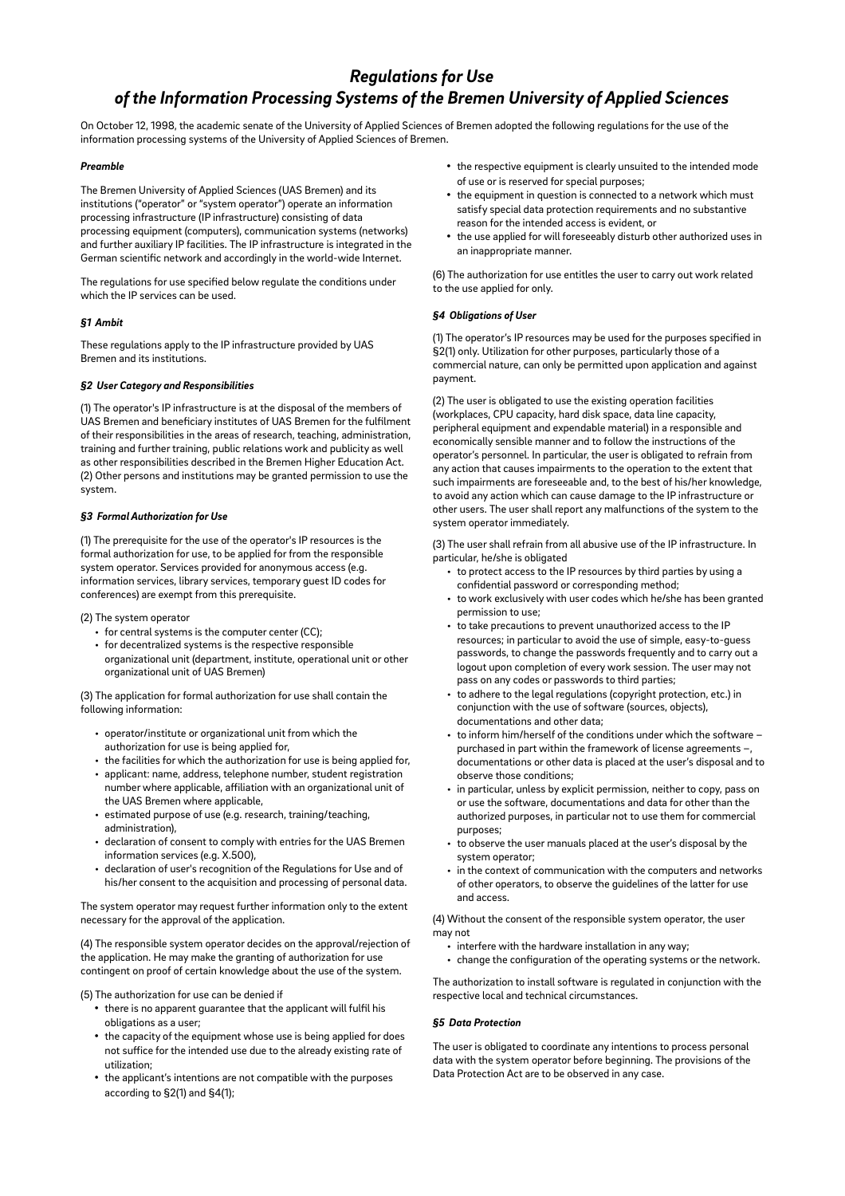# *Regulations for Use of the Information Processing Systems of the Bremen University of Applied Sciences*

On October 12, 1998, the academic senate of the University of Applied Sciences of Bremen adopted the following regulations for the use of the information processing systems of the University of Applied Sciences of Bremen.

### *Preamble*

The Bremen University of Applied Sciences (UAS Bremen) and its institutions ("operator" or "system operator") operate an information processing infrastructure (IP infrastructure) consisting of data processing equipment (computers), communication systems (networks) and further auxiliary IP facilities. The IP infrastructure is integrated in the German scientific network and accordingly in the world-wide Internet.

The regulations for use specified below regulate the conditions under which the IP services can be used.

### *§1 Ambit*

These regulations apply to the IP infrastructure provided by UAS Bremen and its institutions.

### *§2 User Category and Responsibilities*

(1) The operator's IP infrastructure is at the disposal of the members of UAS Bremen and beneficiary institutes of UAS Bremen for the fulfilment of their responsibilities in the areas of research, teaching, administration, training and further training, public relations work and publicity as well as other responsibilities described in the Bremen Higher Education Act.
(2) Other persons and institutions may be granted permission to use the system.

### *§3 Formal Authorization for Use*

(1) The prerequisite for the use of the operator's IP resources is the formal authorization for use, to be applied for from the responsible system operator. Services provided for anonymous access (e.g. information services, library services, temporary guest ID codes for conferences) are exempt from this prerequisite.

(2) The system operator

- for central systems is the computer center (CC);
- for decentralized systems is the respective responsible organizational unit (department, institute, operational unit or other organizational unit of UAS Bremen)

(3) The application for formal authorization for use shall contain the following information:

- operator/institute or organizational unit from which the authorization for use is being applied for,
- the facilities for which the authorization for use is being applied for,
- applicant: name, address, telephone number, student registration number where applicable, affiliation with an organizational unit of the UAS Bremen where applicable,
- estimated purpose of use (e.g. research, training/teaching, administration),
- declaration of consent to comply with entries for the UAS Bremen information services (e.g. X.500),
- declaration of user's recognition of the Regulations for Use and of his/her consent to the acquisition and processing of personal data.

The system operator may request further information only to the extent necessary for the approval of the application.

(4) The responsible system operator decides on the approval/rejection of the application. He may make the granting of authorization for use contingent on proof of certain knowledge about the use of the system.

(5) The authorization for use can be denied if

- there is no apparent guarantee that the applicant will fulfil his obligations as a user;
- the capacity of the equipment whose use is being applied for does not suffice for the intended use due to the already existing rate of utilization;
- the applicant's intentions are not compatible with the purposes according to §2(1) and §4(1);
- the respective equipment is clearly unsuited to the intended mode of use or is reserved for special purposes;
- the equipment in question is connected to a network which must satisfy special data protection requirements and no substantive reason for the intended access is evident, or
- the use applied for will foreseeably disturb other authorized uses in an inappropriate manner.

(6) The authorization for use entitles the user to carry out work related to the use applied for only.

### *§4 Obligations of User*

(1) The operator's IP resources may be used for the purposes specified in §2(1) only. Utilization for other purposes, particularly those of a commercial nature, can only be permitted upon application and against payment.

(2) The user is obligated to use the existing operation facilities (workplaces, CPU capacity, hard disk space, data line capacity, peripheral equipment and expendable material) in a responsible and economically sensible manner and to follow the instructions of the operator's personnel. In particular, the user is obligated to refrain from any action that causes impairments to the operation to the extent that such impairments are foreseeable and, to the best of his/her knowledge, to avoid any action which can cause damage to the IP infrastructure or other users. The user shall report any malfunctions of the system to the system operator immediately.

(3) The user shall refrain from all abusive use of the IP infrastructure. In particular, he/she is obligated

- to protect access to the IP resources by third parties by using a confidential password or corresponding method;
- to work exclusively with user codes which he/she has been granted permission to use;
- to take precautions to prevent unauthorized access to the IP resources; in particular to avoid the use of simple, easy-to-guess passwords, to change the passwords frequently and to carry out a logout upon completion of every work session. The user may not pass on any codes or passwords to third parties;
- to adhere to the legal regulations (copyright protection, etc.) in conjunction with the use of software (sources, objects), documentations and other data;
- to inform him/herself of the conditions under which the software – purchased in part within the framework of license agreements –, documentations or other data is placed at the user's disposal and to observe those conditions;
- in particular, unless by explicit permission, neither to copy, pass on or use the software, documentations and data for other than the authorized purposes, in particular not to use them for commercial purposes;
- to observe the user manuals placed at the user's disposal by the system operator;
- in the context of communication with the computers and networks of other operators, to observe the guidelines of the latter for use and access.

(4) Without the consent of the responsible system operator, the user may not

- interfere with the hardware installation in any way;
- change the configuration of the operating systems or the network.

The authorization to install software is regulated in conjunction with the respective local and technical circumstances.

### *§5 Data Protection*

The user is obligated to coordinate any intentions to process personal data with the system operator before beginning. The provisions of the Data Protection Act are to be observed in any case.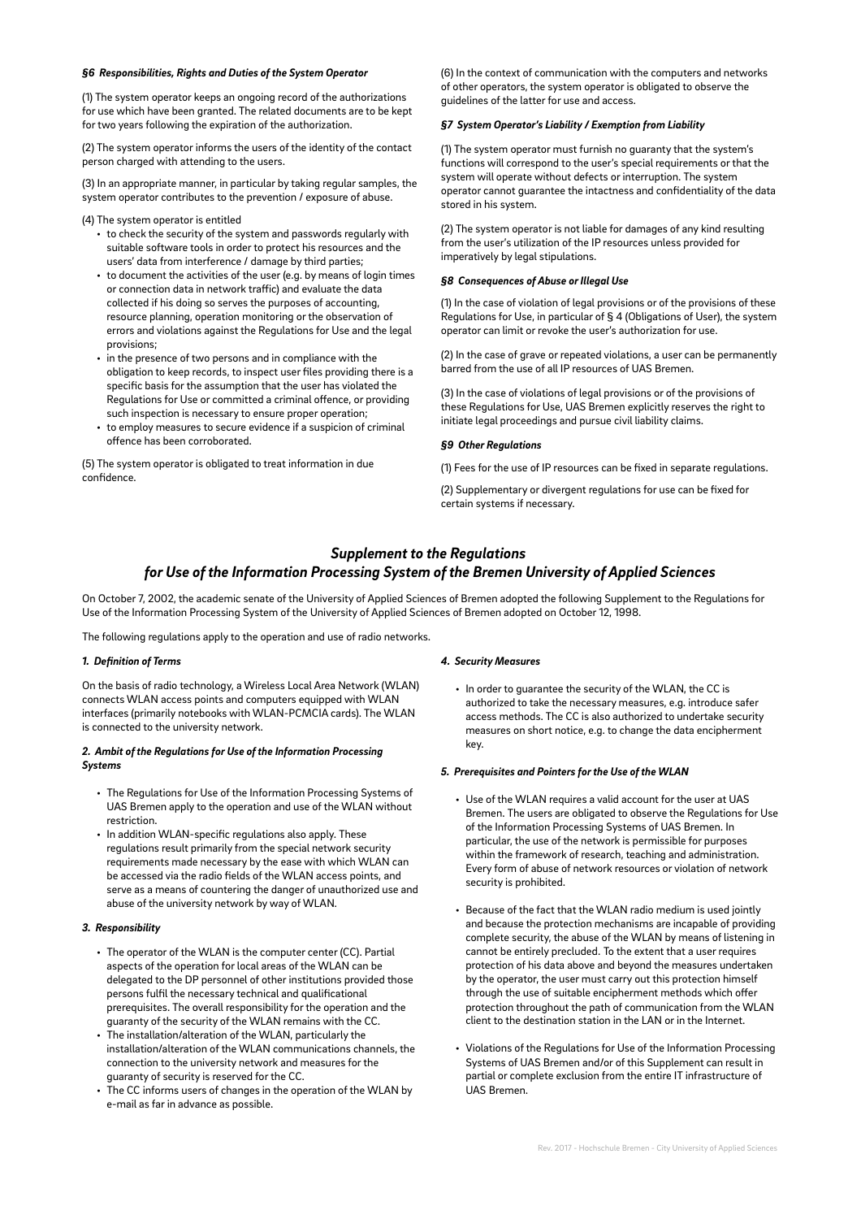### *§6 Responsibilities, Rights and Duties of the System Operator*

(1) The system operator keeps an ongoing record of the authorizations for use which have been granted. The related documents are to be kept for two years following the expiration of the authorization.

(2) The system operator informs the users of the identity of the contact person charged with attending to the users.

(3) In an appropriate manner, in particular by taking regular samples, the system operator contributes to the prevention / exposure of abuse.

(4) The system operator is entitled

- to check the security of the system and passwords regularly with suitable software tools in order to protect his resources and the users' data from interference / damage by third parties;
- to document the activities of the user (e.g. by means of login times or connection data in network traffic) and evaluate the data collected if his doing so serves the purposes of accounting, resource planning, operation monitoring or the observation of errors and violations against the Regulations for Use and the legal provisions;
- in the presence of two persons and in compliance with the obligation to keep records, to inspect user files providing there is a specific basis for the assumption that the user has violated the Regulations for Use or committed a criminal offence, or providing such inspection is necessary to ensure proper operation;
- to employ measures to secure evidence if a suspicion of criminal offence has been corroborated.

(5) The system operator is obligated to treat information in due confidence.

(6) In the context of communication with the computers and networks of other operators, the system operator is obligated to observe the guidelines of the latter for use and access.

### *§7 System Operator's Liability / Exemption from Liability*

(1) The system operator must furnish no guaranty that the system's functions will correspond to the user's special requirements or that the system will operate without defects or interruption. The system operator cannot guarantee the intactness and confidentiality of the data stored in his system.

(2) The system operator is not liable for damages of any kind resulting from the user's utilization of the IP resources unless provided for imperatively by legal stipulations.

### *§8 Consequences of Abuse or Illegal Use*

(1) In the case of violation of legal provisions or of the provisions of these Regulations for Use, in particular of § 4 (Obligations of User), the system operator can limit or revoke the user's authorization for use.

(2) In the case of grave or repeated violations, a user can be permanently barred from the use of all IP resources of UAS Bremen.

(3) In the case of violations of legal provisions or of the provisions of these Regulations for Use, UAS Bremen explicitly reserves the right to initiate legal proceedings and pursue civil liability claims.

### *§9 Other Regulations*

(1) Fees for the use of IP resources can be fixed in separate regulations.

(2) Supplementary or divergent regulations for use can be fixed for certain systems if necessary.

## *Supplement to the Regulations for Use of the Information Processing System of the Bremen University of Applied Sciences*

On October 7, 2002, the academic senate of the University of Applied Sciences of Bremen adopted the following Supplement to the Regulations for Use of the Information Processing System of the University of Applied Sciences of Bremen adopted on October 12, 1998.

The following regulations apply to the operation and use of radio networks.

### *1. Definition of Terms*

On the basis of radio technology, a Wireless Local Area Network (WLAN) connects WLAN access points and computers equipped with WLAN interfaces (primarily notebooks with WLAN-PCMCIA cards). The WLAN is connected to the university network.

### *2. Ambit of the Regulations for Use of the Information Processing Systems*

- The Regulations for Use of the Information Processing Systems of UAS Bremen apply to the operation and use of the WLAN without restriction.
- In addition WLAN-specific regulations also apply. These regulations result primarily from the special network security requirements made necessary by the ease with which WLAN can be accessed via the radio fields of the WLAN access points, and serve as a means of countering the danger of unauthorized use and abuse of the university network by way of WLAN.

### *3. Responsibility*

- The operator of the WLAN is the computer center (CC). Partial aspects of the operation for local areas of the WLAN can be delegated to the DP personnel of other institutions provided those persons fulfil the necessary technical and qualificational prerequisites. The overall responsibility for the operation and the guaranty of the security of the WLAN remains with the CC.
- The installation/alteration of the WLAN, particularly the installation/alteration of the WLAN communications channels, the connection to the university network and measures for the guaranty of security is reserved for the CC.
- The CC informs users of changes in the operation of the WLAN by e-mail as far in advance as possible.

### *4. Security Measures*

- In order to guarantee the security of the WLAN, the CC is authorized to take the necessary measures, e.g. introduce safer access methods. The CC is also authorized to undertake security measures on short notice, e.g. to change the data encipherment key.

### *5. Prerequisites and Pointers for the Use of the WLAN*

- Use of the WLAN requires a valid account for the user at UAS Bremen. The users are obligated to observe the Regulations for Use of the Information Processing Systems of UAS Bremen. In particular, the use of the network is permissible for purposes within the framework of research, teaching and administration. Every form of abuse of network resources or violation of network security is prohibited.
- Because of the fact that the WLAN radio medium is used jointly and because the protection mechanisms are incapable of providing complete security, the abuse of the WLAN by means of listening in cannot be entirely precluded. To the extent that a user requires protection of his data above and beyond the measures undertaken by the operator, the user must carry out this protection himself through the use of suitable encipherment methods which offer protection throughout the path of communication from the WLAN client to the destination station in the LAN or in the Internet.
- Violations of the Regulations for Use of the Information Processing Systems of UAS Bremen and/or of this Supplement can result in partial or complete exclusion from the entire IT infrastructure of UAS Bremen.